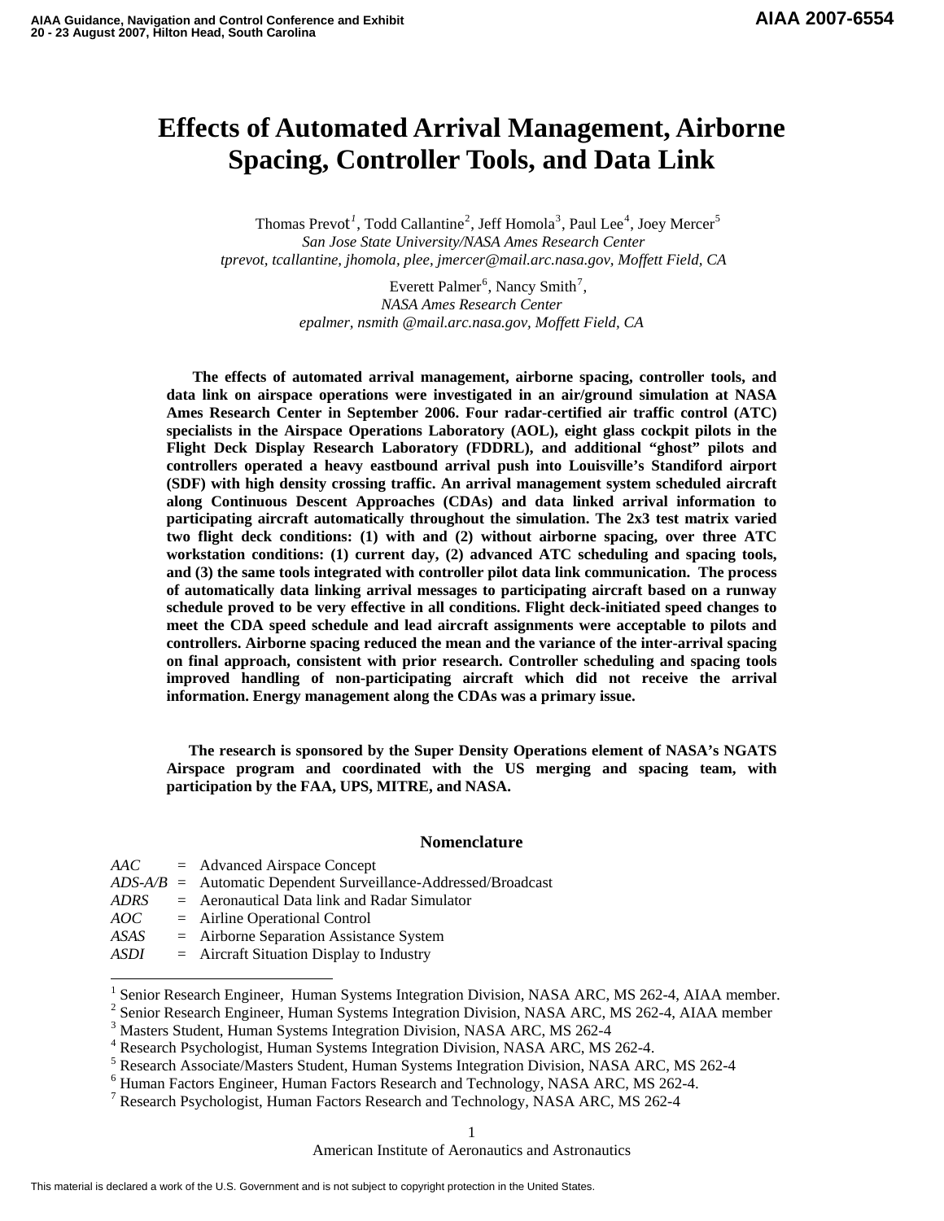# Effects of Automated Arrival Management, Airborne Spacing, Controller Tools, and Data Link

Thomas Prevot[1], Todd Callantine[2], Jeff Homola[3], Paul Lee[4], Joey Mercer[5]
*San Jose State University/NASA Ames Research Center*
*tprevot, tcallantine, jhomola, plee, jmercer@mail.arc.nasa.gov, Moffett Field, CA*

Everett Palmer[6], Nancy Smith[7],
*NASA Ames Research Center*
*epalmer, nsmith @mail.arc.nasa.gov, Moffett Field, CA*

**The effects of automated arrival management, airborne spacing, controller tools, and data link on airspace operations were investigated in an air/ground simulation at NASA Ames Research Center in September 2006. Four radar-certified air traffic control (ATC) specialists in the Airspace Operations Laboratory (AOL), eight glass cockpit pilots in the Flight Deck Display Research Laboratory (FDDRL), and additional "ghost" pilots and controllers operated a heavy eastbound arrival push into Louisville's Standiford airport (SDF) with high density crossing traffic. An arrival management system scheduled aircraft along Continuous Descent Approaches (CDAs) and data linked arrival information to participating aircraft automatically throughout the simulation. The 2x3 test matrix varied two flight deck conditions: (1) with and (2) without airborne spacing, over three ATC workstation conditions: (1) current day, (2) advanced ATC scheduling and spacing tools, and (3) the same tools integrated with controller pilot data link communication. The process of automatically data linking arrival messages to participating aircraft based on a runway schedule proved to be very effective in all conditions. Flight deck-initiated speed changes to meet the CDA speed schedule and lead aircraft assignments were acceptable to pilots and controllers. Airborne spacing reduced the mean and the variance of the inter-arrival spacing on final approach, consistent with prior research. Controller scheduling and spacing tools improved handling of non-participating aircraft which did not receive the arrival information. Energy management along the CDAs was a primary issue.**

**The research is sponsored by the Super Density Operations element of NASA's NGATS Airspace program and coordinated with the US merging and spacing team, with participation by the FAA, UPS, MITRE, and NASA.**

## Nomenclature

*AAC* = Advanced Airspace Concept
*ADS-A/B* = Automatic Dependent Surveillance-Addressed/Broadcast
*ADRS* = Aeronautical Data link and Radar Simulator
*AOC* = Airline Operational Control
*ASAS* = Airborne Separation Assistance System
*ASDI* = Aircraft Situation Display to Industry

---

[1] Senior Research Engineer, Human Systems Integration Division, NASA ARC, MS 262-4, AIAA member.
[2] Senior Research Engineer, Human Systems Integration Division, NASA ARC, MS 262-4, AIAA member
[3] Masters Student, Human Systems Integration Division, NASA ARC, MS 262-4
[4] Research Psychologist, Human Systems Integration Division, NASA ARC, MS 262-4.
[5] Research Associate/Masters Student, Human Systems Integration Division, NASA ARC, MS 262-4
[6] Human Factors Engineer, Human Factors Research and Technology, NASA ARC, MS 262-4.
[7] Research Psychologist, Human Factors Research and Technology, NASA ARC, MS 262-4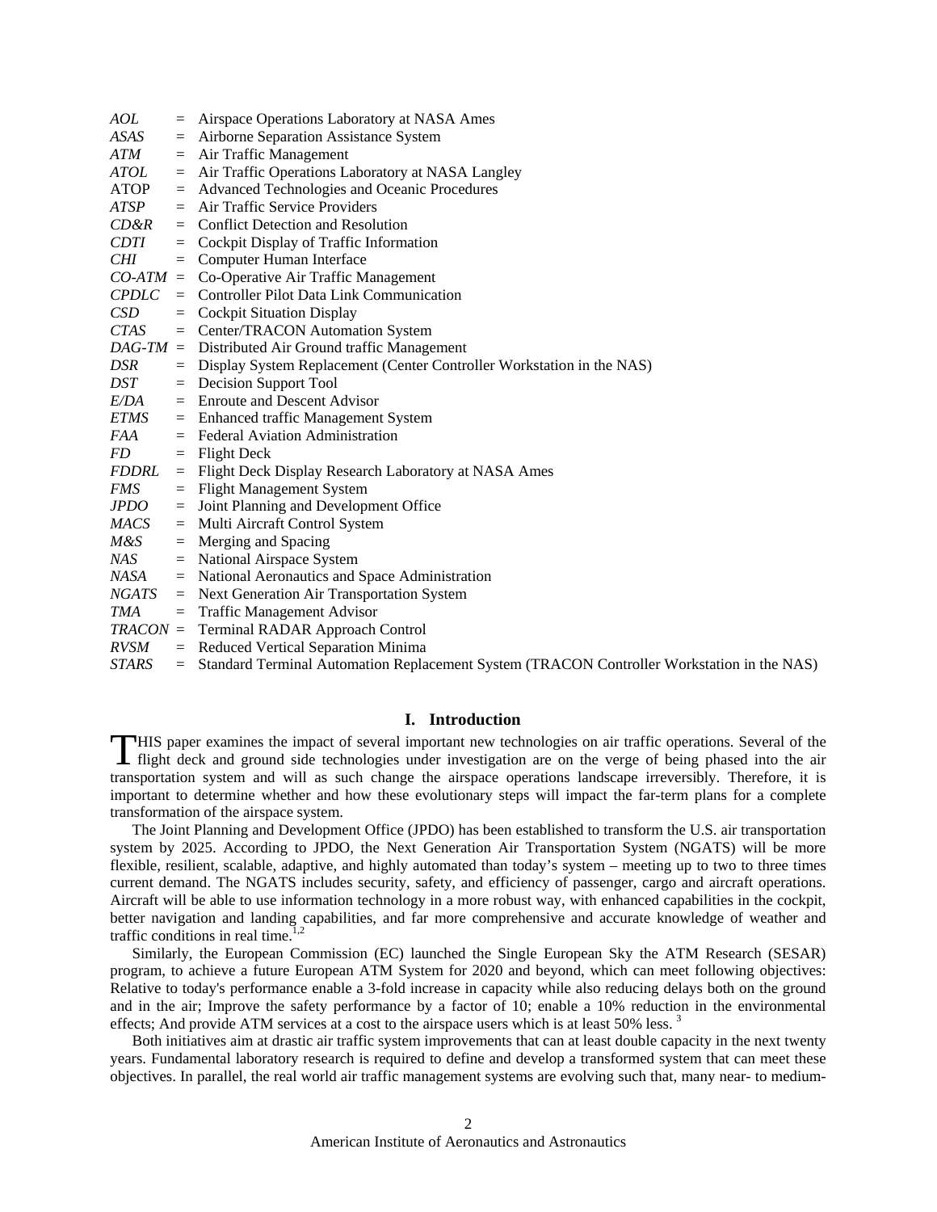*AOL* = Airspace Operations Laboratory at NASA Ames
*ASAS* = Airborne Separation Assistance System
*ATM* = Air Traffic Management
*ATOL* = Air Traffic Operations Laboratory at NASA Langley
ATOP = Advanced Technologies and Oceanic Procedures
*ATSP* = Air Traffic Service Providers
*CD&R* = Conflict Detection and Resolution
*CDTI* = Cockpit Display of Traffic Information
*CHI* = Computer Human Interface
*CO-ATM* = Co-Operative Air Traffic Management
*CPDLC* = Controller Pilot Data Link Communication
*CSD* = Cockpit Situation Display
*CTAS* = Center/TRACON Automation System
*DAG-TM* = Distributed Air Ground traffic Management
*DSR* = Display System Replacement (Center Controller Workstation in the NAS)
*DST* = Decision Support Tool
*E/DA* = Enroute and Descent Advisor
*ETMS* = Enhanced traffic Management System
*FAA* = Federal Aviation Administration
*FD* = Flight Deck
*FDDRL* = Flight Deck Display Research Laboratory at NASA Ames
*FMS* = Flight Management System
*JPDO* = Joint Planning and Development Office
*MACS* = Multi Aircraft Control System
*M&S* = Merging and Spacing
*NAS* = National Airspace System
*NASA* = National Aeronautics and Space Administration
*NGATS* = Next Generation Air Transportation System
*TMA* = Traffic Management Advisor
*TRACON* = Terminal RADAR Approach Control
*RVSM* = Reduced Vertical Separation Minima
*STARS* = Standard Terminal Automation Replacement System (TRACON Controller Workstation in the NAS)

## I. Introduction

THIS paper examines the impact of several important new technologies on air traffic operations. Several of the flight deck and ground side technologies under investigation are on the verge of being phased into the air transportation system and will as such change the airspace operations landscape irreversibly. Therefore, it is important to determine whether and how these evolutionary steps will impact the far-term plans for a complete transformation of the airspace system.

The Joint Planning and Development Office (JPDO) has been established to transform the U.S. air transportation system by 2025. According to JPDO, the Next Generation Air Transportation System (NGATS) will be more flexible, resilient, scalable, adaptive, and highly automated than today's system – meeting up to two to three times current demand. The NGATS includes security, safety, and efficiency of passenger, cargo and aircraft operations. Aircraft will be able to use information technology in a more robust way, with enhanced capabilities in the cockpit, better navigation and landing capabilities, and far more comprehensive and accurate knowledge of weather and traffic conditions in real time.[1,2]

Similarly, the European Commission (EC) launched the Single European Sky the ATM Research (SESAR) program, to achieve a future European ATM System for 2020 and beyond, which can meet following objectives: Relative to today's performance enable a 3-fold increase in capacity while also reducing delays both on the ground and in the air; Improve the safety performance by a factor of 10; enable a 10% reduction in the environmental effects; And provide ATM services at a cost to the airspace users which is at least 50% less. [3]

Both initiatives aim at drastic air traffic system improvements that can at least double capacity in the next twenty years. Fundamental laboratory research is required to define and develop a transformed system that can meet these objectives. In parallel, the real world air traffic management systems are evolving such that, many near- to medium-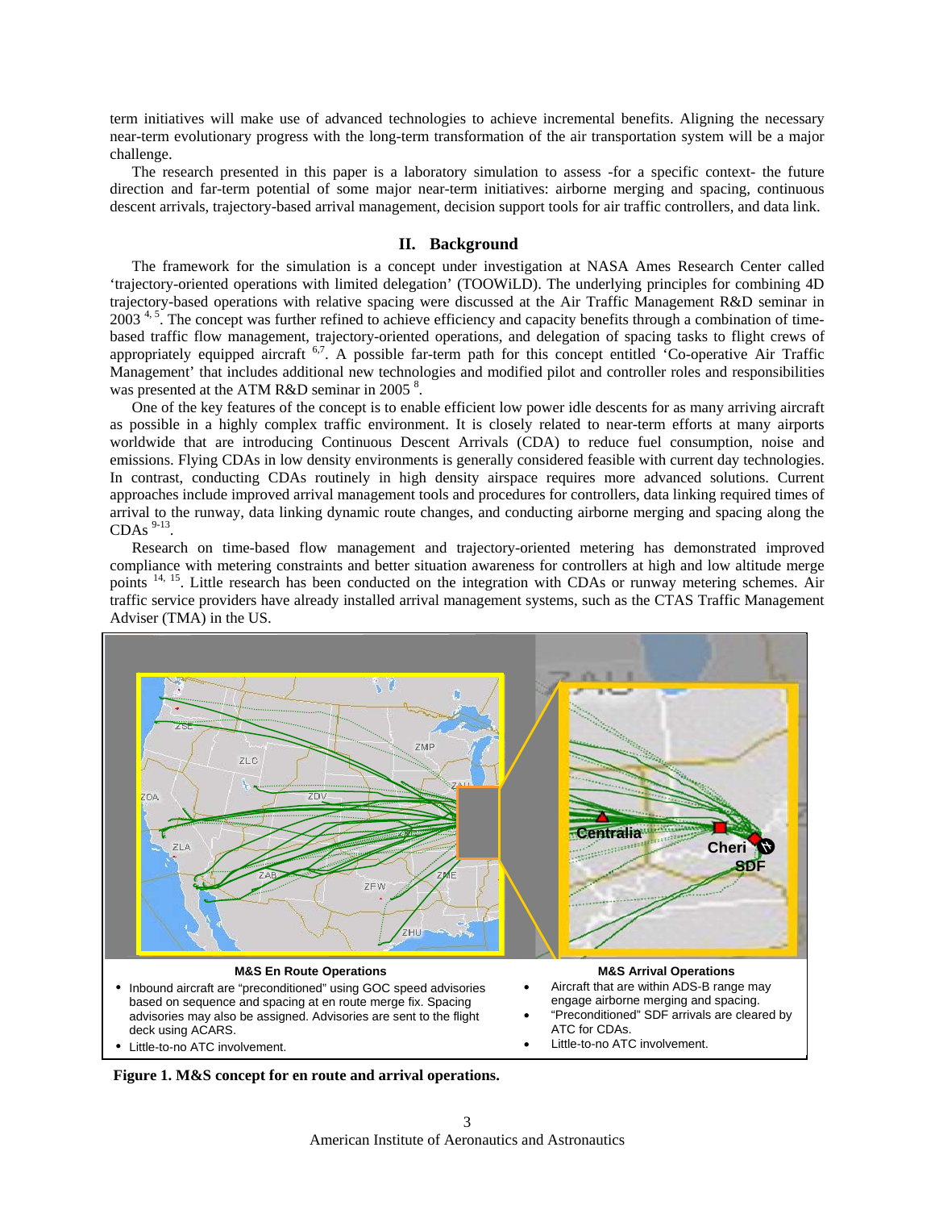term initiatives will make use of advanced technologies to achieve incremental benefits. Aligning the necessary near-term evolutionary progress with the long-term transformation of the air transportation system will be a major challenge.

The research presented in this paper is a laboratory simulation to assess -for a specific context- the future direction and far-term potential of some major near-term initiatives: airborne merging and spacing, continuous descent arrivals, trajectory-based arrival management, decision support tools for air traffic controllers, and data link.

## II. Background

The framework for the simulation is a concept under investigation at NASA Ames Research Center called 'trajectory-oriented operations with limited delegation' (TOOWiLD). The underlying principles for combining 4D trajectory-based operations with relative spacing were discussed at the Air Traffic Management R&D seminar in 2003 [4, 5]. The concept was further refined to achieve efficiency and capacity benefits through a combination of time-based traffic flow management, trajectory-oriented operations, and delegation of spacing tasks to flight crews of appropriately equipped aircraft [6,7]. A possible far-term path for this concept entitled 'Co-operative Air Traffic Management' that includes additional new technologies and modified pilot and controller roles and responsibilities was presented at the ATM R&D seminar in 2005 [8].

One of the key features of the concept is to enable efficient low power idle descents for as many arriving aircraft as possible in a highly complex traffic environment. It is closely related to near-term efforts at many airports worldwide that are introducing Continuous Descent Arrivals (CDA) to reduce fuel consumption, noise and emissions. Flying CDAs in low density environments is generally considered feasible with current day technologies. In contrast, conducting CDAs routinely in high density airspace requires more advanced solutions. Current approaches include improved arrival management tools and procedures for controllers, data linking required times of arrival to the runway, data linking dynamic route changes, and conducting airborne merging and spacing along the CDAs [9-13].

Research on time-based flow management and trajectory-oriented metering has demonstrated improved compliance with metering constraints and better situation awareness for controllers at high and low altitude merge points [14, 15]. Little research has been conducted on the integration with CDAs or runway metering schemes. Air traffic service providers have already installed arrival management systems, such as the CTAS Traffic Management Adviser (TMA) in the US.

**M&S En Route Operations**

- Inbound aircraft are "preconditioned" using GOC speed advisories based on sequence and spacing at en route merge fix. Spacing advisories may also be assigned. Advisories are sent to the flight deck using ACARS.
- Little-to-no ATC involvement.

**M&S Arrival Operations**

- Aircraft that are within ADS-B range may engage airborne merging and spacing.
- "Preconditioned" SDF arrivals are cleared by ATC for CDAs.
- Little-to-no ATC involvement.

**Figure 1. M&S concept for en route and arrival operations.**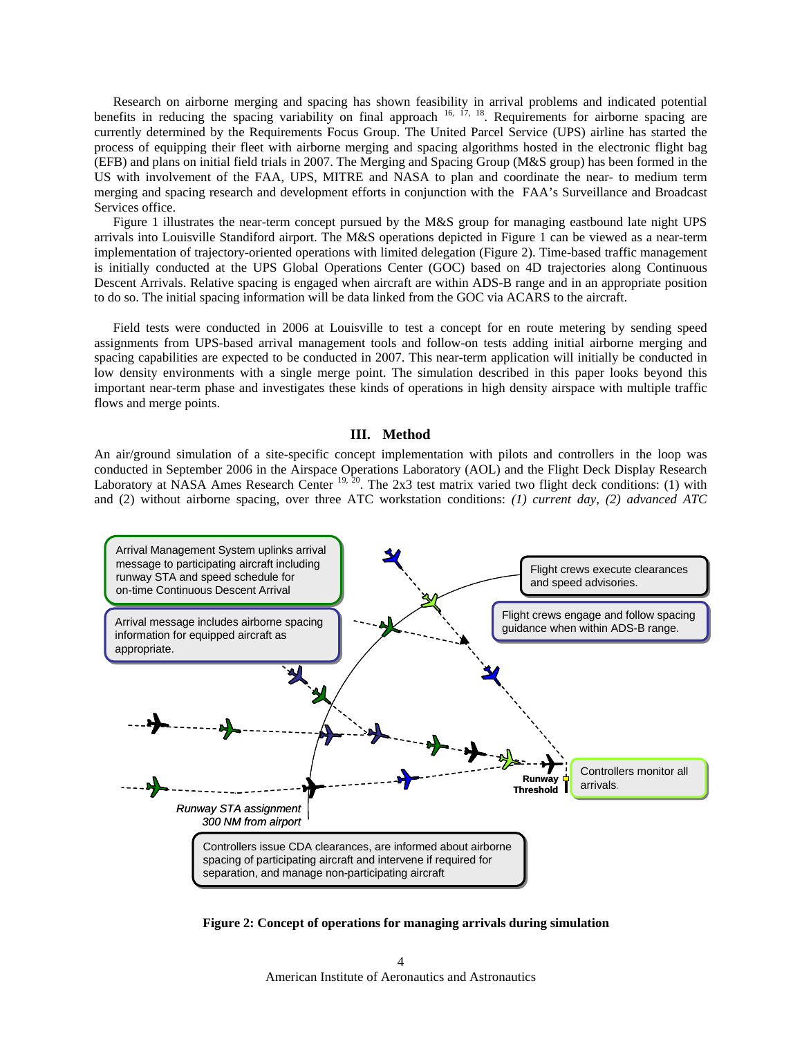Research on airborne merging and spacing has shown feasibility in arrival problems and indicated potential benefits in reducing the spacing variability on final approach [16, 17, 18]. Requirements for airborne spacing are currently determined by the Requirements Focus Group. The United Parcel Service (UPS) airline has started the process of equipping their fleet with airborne merging and spacing algorithms hosted in the electronic flight bag (EFB) and plans on initial field trials in 2007. The Merging and Spacing Group (M&S group) has been formed in the US with involvement of the FAA, UPS, MITRE and NASA to plan and coordinate the near- to medium term merging and spacing research and development efforts in conjunction with the FAA's Surveillance and Broadcast Services office.

Figure 1 illustrates the near-term concept pursued by the M&S group for managing eastbound late night UPS arrivals into Louisville Standiford airport. The M&S operations depicted in Figure 1 can be viewed as a near-term implementation of trajectory-oriented operations with limited delegation (Figure 2). Time-based traffic management is initially conducted at the UPS Global Operations Center (GOC) based on 4D trajectories along Continuous Descent Arrivals. Relative spacing is engaged when aircraft are within ADS-B range and in an appropriate position to do so. The initial spacing information will be data linked from the GOC via ACARS to the aircraft.

Field tests were conducted in 2006 at Louisville to test a concept for en route metering by sending speed assignments from UPS-based arrival management tools and follow-on tests adding initial airborne merging and spacing capabilities are expected to be conducted in 2007. This near-term application will initially be conducted in low density environments with a single merge point. The simulation described in this paper looks beyond this important near-term phase and investigates these kinds of operations in high density airspace with multiple traffic flows and merge points.

## III. Method

An air/ground simulation of a site-specific concept implementation with pilots and controllers in the loop was conducted in September 2006 in the Airspace Operations Laboratory (AOL) and the Flight Deck Display Research Laboratory at NASA Ames Research Center [19, 20]. The 2x3 test matrix varied two flight deck conditions: (1) with and (2) without airborne spacing, over three ATC workstation conditions: *(1) current day, (2) advanced ATC*

Arrival Management System uplinks arrival message to participating aircraft including runway STA and speed schedule for on-time Continuous Descent Arrival

Arrival message includes airborne spacing information for equipped aircraft as appropriate.

Flight crews execute clearances and speed advisories.

Flight crews engage and follow spacing guidance when within ADS-B range.

Controllers monitor all arrivals.

Runway Threshold

*Runway STA assignment 300 NM from airport*

Controllers issue CDA clearances, are informed about airborne spacing of participating aircraft and intervene if required for separation, and manage non-participating aircraft

**Figure 2: Concept of operations for managing arrivals during simulation**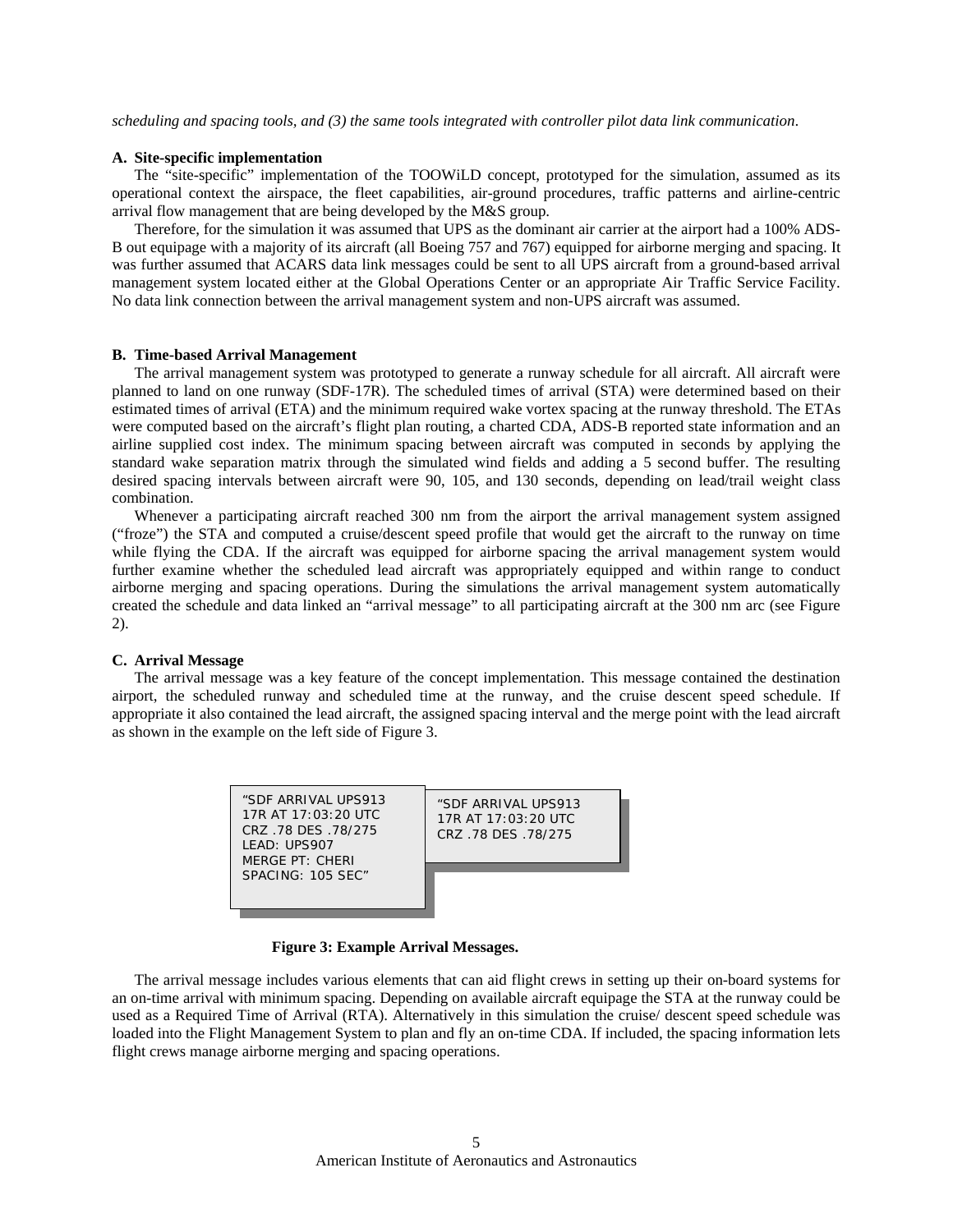*scheduling and spacing tools, and (3) the same tools integrated with controller pilot data link communication*.

### A. Site-specific implementation

The "site-specific" implementation of the TOOWiLD concept, prototyped for the simulation, assumed as its operational context the airspace, the fleet capabilities, air-ground procedures, traffic patterns and airline-centric arrival flow management that are being developed by the M&S group.

Therefore, for the simulation it was assumed that UPS as the dominant air carrier at the airport had a 100% ADS-B out equipage with a majority of its aircraft (all Boeing 757 and 767) equipped for airborne merging and spacing. It was further assumed that ACARS data link messages could be sent to all UPS aircraft from a ground-based arrival management system located either at the Global Operations Center or an appropriate Air Traffic Service Facility. No data link connection between the arrival management system and non-UPS aircraft was assumed.

### B. Time-based Arrival Management

The arrival management system was prototyped to generate a runway schedule for all aircraft. All aircraft were planned to land on one runway (SDF-17R). The scheduled times of arrival (STA) were determined based on their estimated times of arrival (ETA) and the minimum required wake vortex spacing at the runway threshold. The ETAs were computed based on the aircraft's flight plan routing, a charted CDA, ADS-B reported state information and an airline supplied cost index. The minimum spacing between aircraft was computed in seconds by applying the standard wake separation matrix through the simulated wind fields and adding a 5 second buffer. The resulting desired spacing intervals between aircraft were 90, 105, and 130 seconds, depending on lead/trail weight class combination.

Whenever a participating aircraft reached 300 nm from the airport the arrival management system assigned ("froze") the STA and computed a cruise/descent speed profile that would get the aircraft to the runway on time while flying the CDA. If the aircraft was equipped for airborne spacing the arrival management system would further examine whether the scheduled lead aircraft was appropriately equipped and within range to conduct airborne merging and spacing operations. During the simulations the arrival management system automatically created the schedule and data linked an "arrival message" to all participating aircraft at the 300 nm arc (see Figure 2).

### C. Arrival Message

The arrival message was a key feature of the concept implementation. This message contained the destination airport, the scheduled runway and scheduled time at the runway, and the cruise descent speed schedule. If appropriate it also contained the lead aircraft, the assigned spacing interval and the merge point with the lead aircraft as shown in the example on the left side of Figure 3.

```
"SDF ARRIVAL UPS913
17R AT 17:03:20 UTC
CRZ .78 DES .78/275
LEAD: UPS907
MERGE PT: CHERI
SPACING: 105 SEC"
```

```
"SDF ARRIVAL UPS913
17R AT 17:03:20 UTC
CRZ .78 DES .78/275
```

**Figure 3: Example Arrival Messages.**

The arrival message includes various elements that can aid flight crews in setting up their on-board systems for an on-time arrival with minimum spacing. Depending on available aircraft equipage the STA at the runway could be used as a Required Time of Arrival (RTA). Alternatively in this simulation the cruise/ descent speed schedule was loaded into the Flight Management System to plan and fly an on-time CDA. If included, the spacing information lets flight crews manage airborne merging and spacing operations.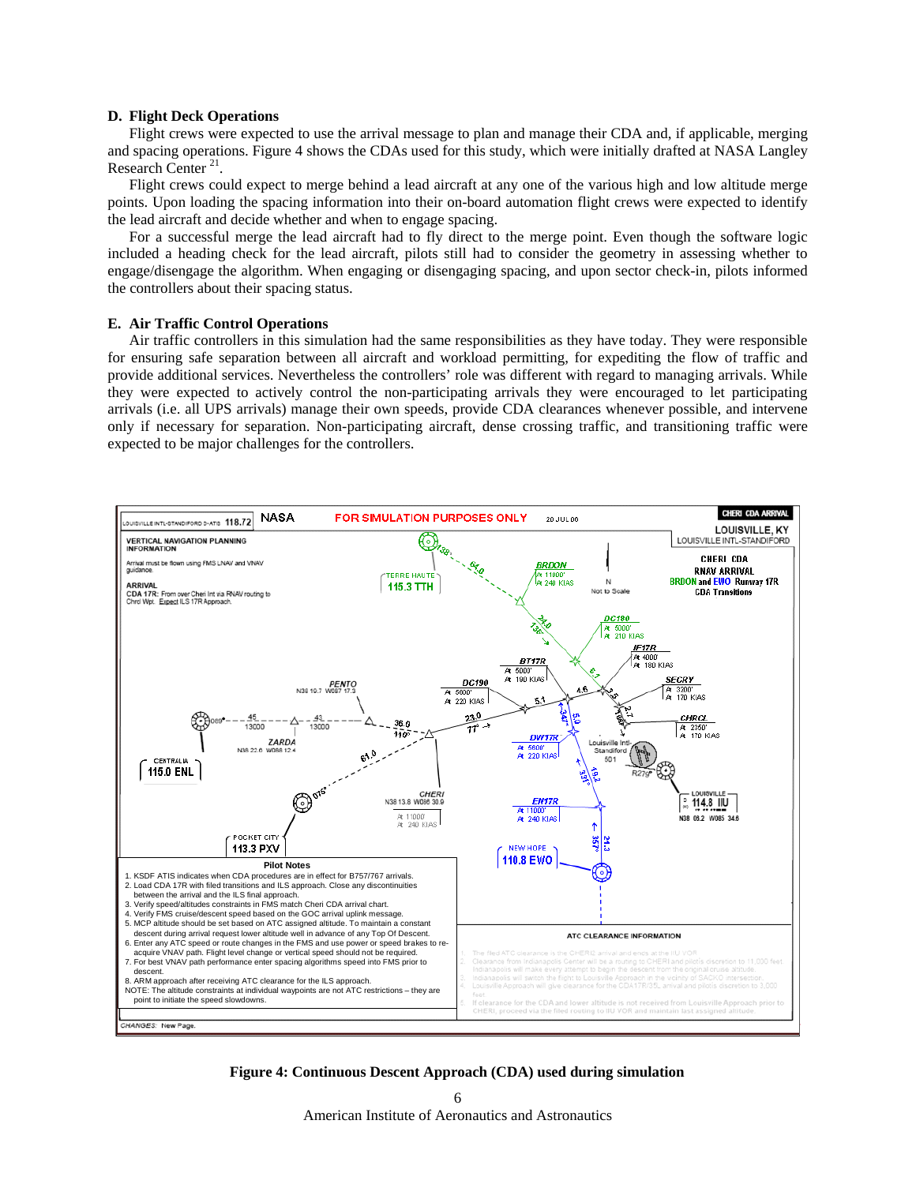### D. Flight Deck Operations

Flight crews were expected to use the arrival message to plan and manage their CDA and, if applicable, merging and spacing operations. Figure 4 shows the CDAs used for this study, which were initially drafted at NASA Langley Research Center [21].

Flight crews could expect to merge behind a lead aircraft at any one of the various high and low altitude merge points. Upon loading the spacing information into their on-board automation flight crews were expected to identify the lead aircraft and decide whether and when to engage spacing.

For a successful merge the lead aircraft had to fly direct to the merge point. Even though the software logic included a heading check for the lead aircraft, pilots still had to consider the geometry in assessing whether to engage/disengage the algorithm. When engaging or disengaging spacing, and upon sector check-in, pilots informed the controllers about their spacing status.

### E. Air Traffic Control Operations

Air traffic controllers in this simulation had the same responsibilities as they have today. They were responsible for ensuring safe separation between all aircraft and workload permitting, for expediting the flow of traffic and provide additional services. Nevertheless the controllers' role was different with regard to managing arrivals. While they were expected to actively control the non-participating arrivals they were encouraged to let participating arrivals (i.e. all UPS arrivals) manage their own speeds, provide CDA clearances whenever possible, and intervene only if necessary for separation. Non-participating aircraft, dense crossing traffic, and transitioning traffic were expected to be major challenges for the controllers.

**Figure 4: Continuous Descent Approach (CDA) used during simulation**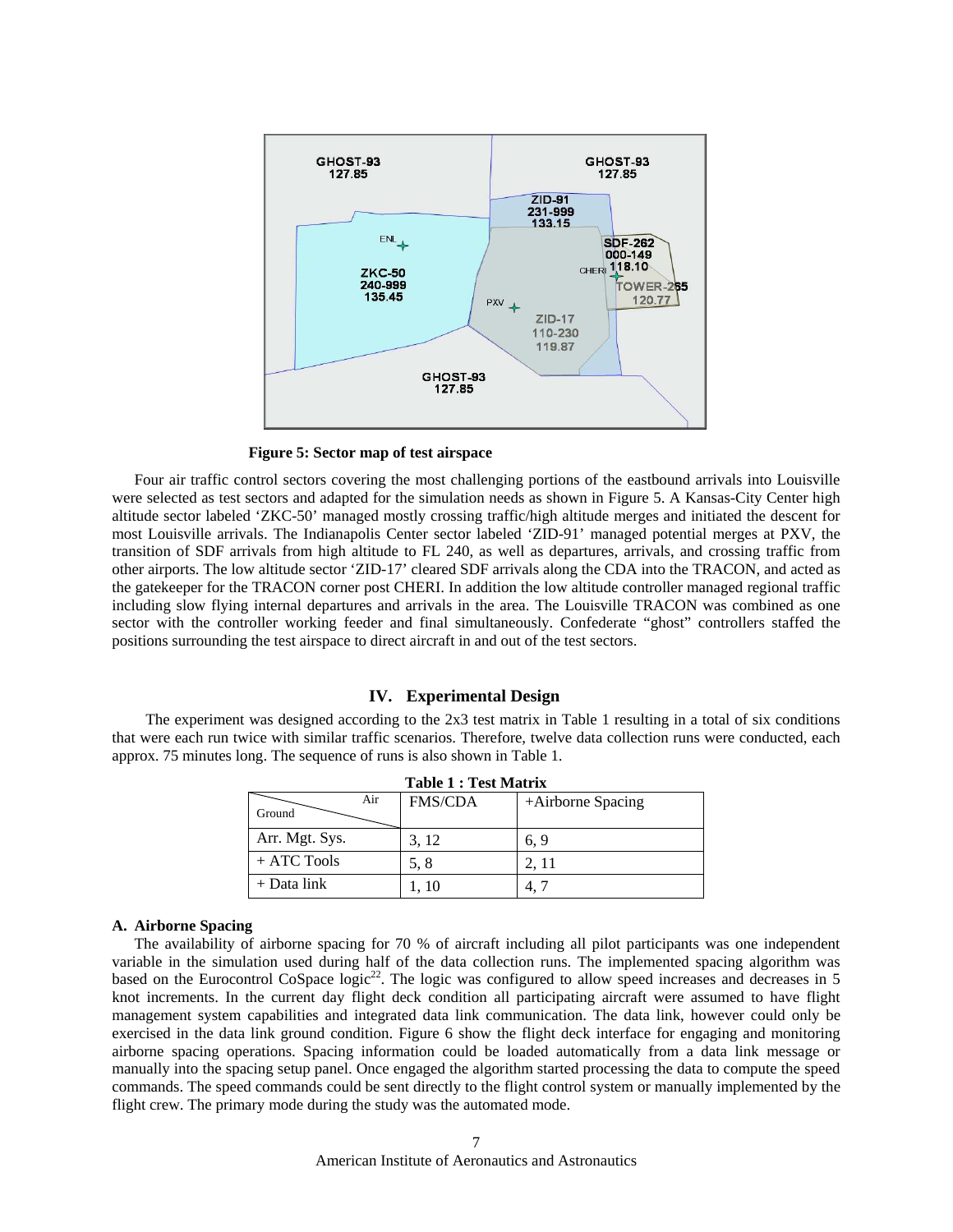**Figure 5: Sector map of test airspace**

Four air traffic control sectors covering the most challenging portions of the eastbound arrivals into Louisville were selected as test sectors and adapted for the simulation needs as shown in Figure 5. A Kansas-City Center high altitude sector labeled 'ZKC-50' managed mostly crossing traffic/high altitude merges and initiated the descent for most Louisville arrivals. The Indianapolis Center sector labeled 'ZID-91' managed potential merges at PXV, the transition of SDF arrivals from high altitude to FL 240, as well as departures, arrivals, and crossing traffic from other airports. The low altitude sector 'ZID-17' cleared SDF arrivals along the CDA into the TRACON, and acted as the gatekeeper for the TRACON corner post CHERI. In addition the low altitude controller managed regional traffic including slow flying internal departures and arrivals in the area. The Louisville TRACON was combined as one sector with the controller working feeder and final simultaneously. Confederate "ghost" controllers staffed the positions surrounding the test airspace to direct aircraft in and out of the test sectors.

## IV. Experimental Design

The experiment was designed according to the 2x3 test matrix in Table 1 resulting in a total of six conditions that were each run twice with similar traffic scenarios. Therefore, twelve data collection runs were conducted, each approx. 75 minutes long. The sequence of runs is also shown in Table 1.

**Table 1 : Test Matrix**

| Ground \ Air | FMS/CDA | +Airborne Spacing |
|---|---|---|
| Arr. Mgt. Sys. | 3, 12 | 6, 9 |
| + ATC Tools | 5, 8 | 2, 11 |
| + Data link | 1, 10 | 4, 7 |

### A. Airborne Spacing

The availability of airborne spacing for 70 % of aircraft including all pilot participants was one independent variable in the simulation used during half of the data collection runs. The implemented spacing algorithm was based on the Eurocontrol CoSpace logic[22]. The logic was configured to allow speed increases and decreases in 5 knot increments. In the current day flight deck condition all participating aircraft were assumed to have flight management system capabilities and integrated data link communication. The data link, however could only be exercised in the data link ground condition. Figure 6 show the flight deck interface for engaging and monitoring airborne spacing operations. Spacing information could be loaded automatically from a data link message or manually into the spacing setup panel. Once engaged the algorithm started processing the data to compute the speed commands. The speed commands could be sent directly to the flight control system or manually implemented by the flight crew. The primary mode during the study was the automated mode.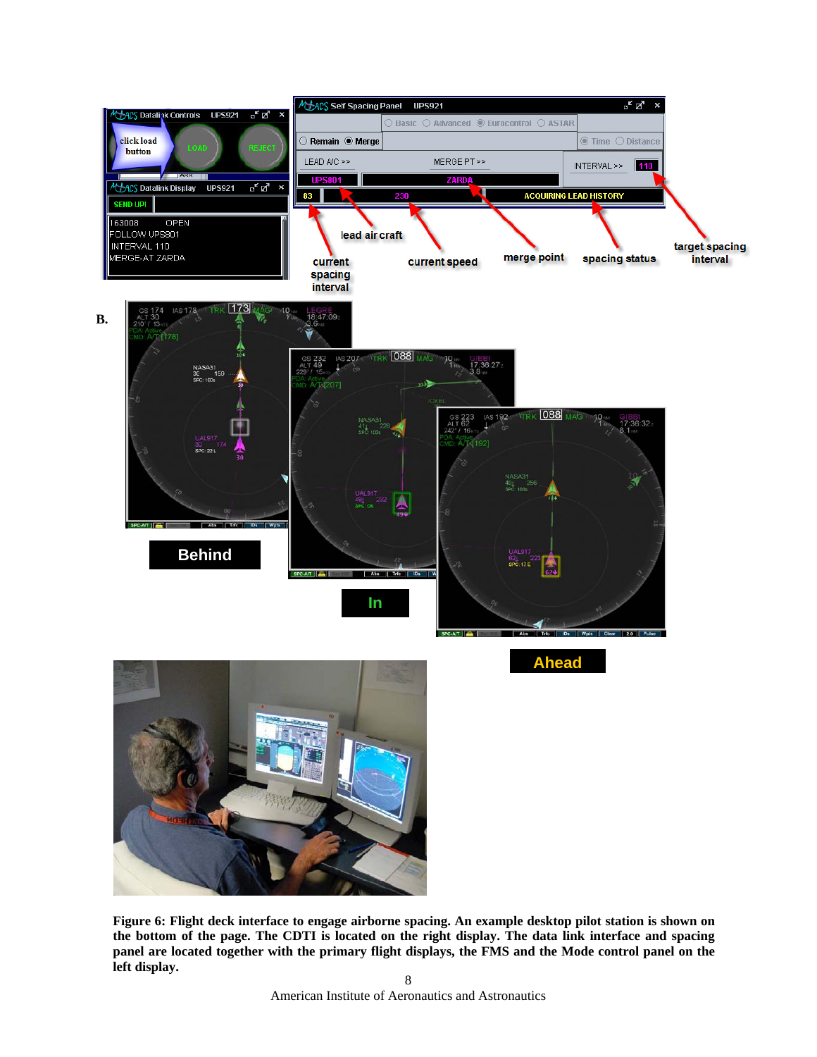**Figure 6: Flight deck interface to engage airborne spacing. An example desktop pilot station is shown on the bottom of the page. The CDTI is located on the right display. The data link interface and spacing panel are located together with the primary flight displays, the FMS and the Mode control panel on the left display.**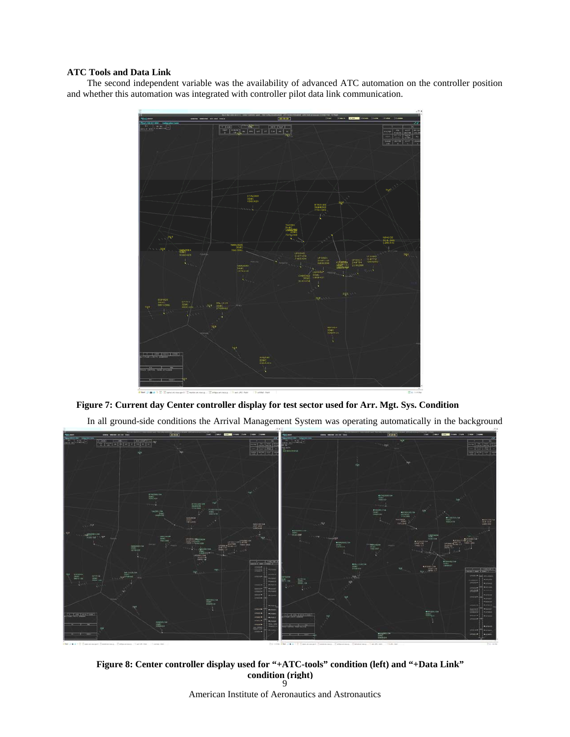### ATC Tools and Data Link

The second independent variable was the availability of advanced ATC automation on the controller position and whether this automation was integrated with controller pilot data link communication.

**Figure 7: Current day Center controller display for test sector used for Arr. Mgt. Sys. Condition**

In all ground-side conditions the Arrival Management System was operating automatically in the background

**Figure 8: Center controller display used for "+ATC-tools" condition (left) and "+Data Link" condition (right)**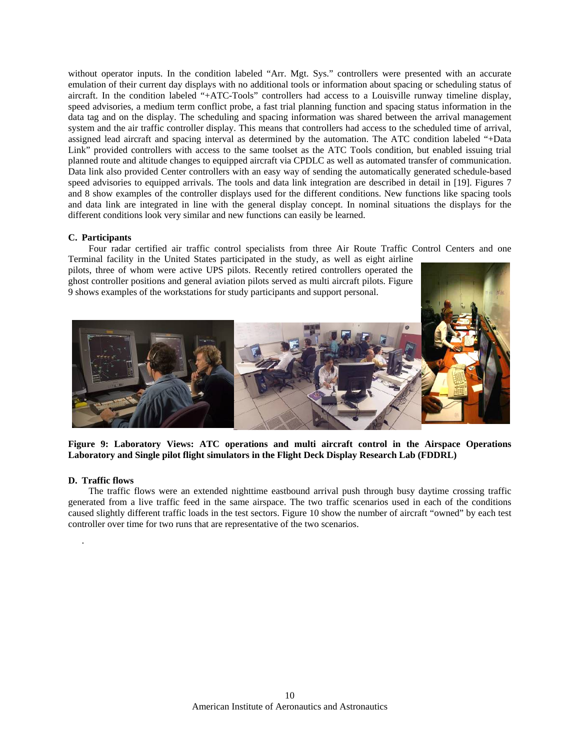without operator inputs. In the condition labeled "Arr. Mgt. Sys." controllers were presented with an accurate emulation of their current day displays with no additional tools or information about spacing or scheduling status of aircraft. In the condition labeled "+ATC-Tools" controllers had access to a Louisville runway timeline display, speed advisories, a medium term conflict probe, a fast trial planning function and spacing status information in the data tag and on the display. The scheduling and spacing information was shared between the arrival management system and the air traffic controller display. This means that controllers had access to the scheduled time of arrival, assigned lead aircraft and spacing interval as determined by the automation. The ATC condition labeled "+Data Link" provided controllers with access to the same toolset as the ATC Tools condition, but enabled issuing trial planned route and altitude changes to equipped aircraft via CPDLC as well as automated transfer of communication. Data link also provided Center controllers with an easy way of sending the automatically generated schedule-based speed advisories to equipped arrivals. The tools and data link integration are described in detail in [19]. Figures 7 and 8 show examples of the controller displays used for the different conditions. New functions like spacing tools and data link are integrated in line with the general display concept. In nominal situations the displays for the different conditions look very similar and new functions can easily be learned.

### C. Participants

Four radar certified air traffic control specialists from three Air Route Traffic Control Centers and one Terminal facility in the United States participated in the study, as well as eight airline pilots, three of whom were active UPS pilots. Recently retired controllers operated the ghost controller positions and general aviation pilots served as multi aircraft pilots. Figure 9 shows examples of the workstations for study participants and support personal.

**Figure 9: Laboratory Views: ATC operations and multi aircraft control in the Airspace Operations Laboratory and Single pilot flight simulators in the Flight Deck Display Research Lab (FDDRL)**

### D. Traffic flows

The traffic flows were an extended nighttime eastbound arrival push through busy daytime crossing traffic generated from a live traffic feed in the same airspace. The two traffic scenarios used in each of the conditions caused slightly different traffic loads in the test sectors. Figure 10 show the number of aircraft "owned" by each test controller over time for two runs that are representative of the two scenarios.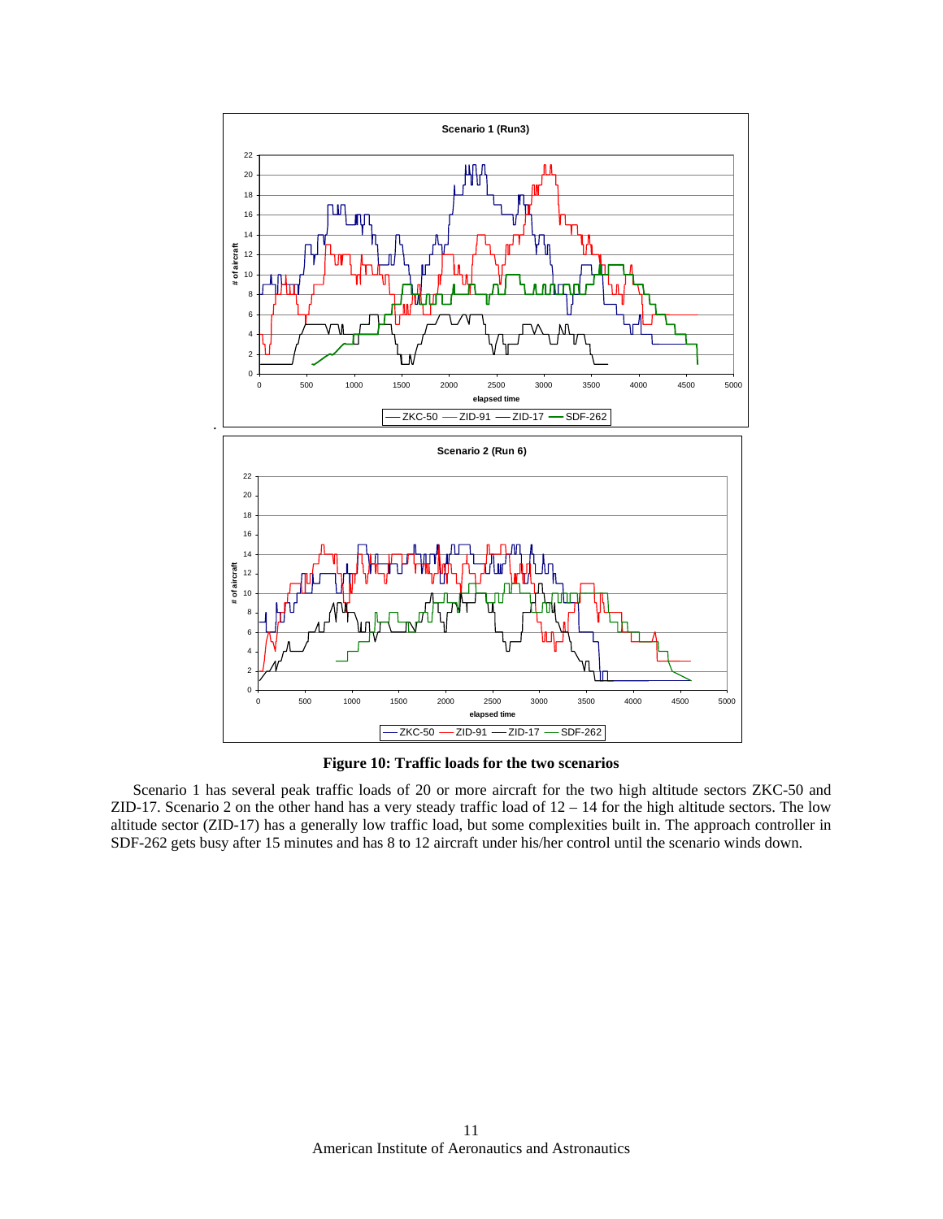**Figure 10: Traffic loads for the two scenarios**

Scenario 1 has several peak traffic loads of 20 or more aircraft for the two high altitude sectors ZKC-50 and ZID-17. Scenario 2 on the other hand has a very steady traffic load of 12 – 14 for the high altitude sectors. The low altitude sector (ZID-17) has a generally low traffic load, but some complexities built in. The approach controller in SDF-262 gets busy after 15 minutes and has 8 to 12 aircraft under his/her control until the scenario winds down.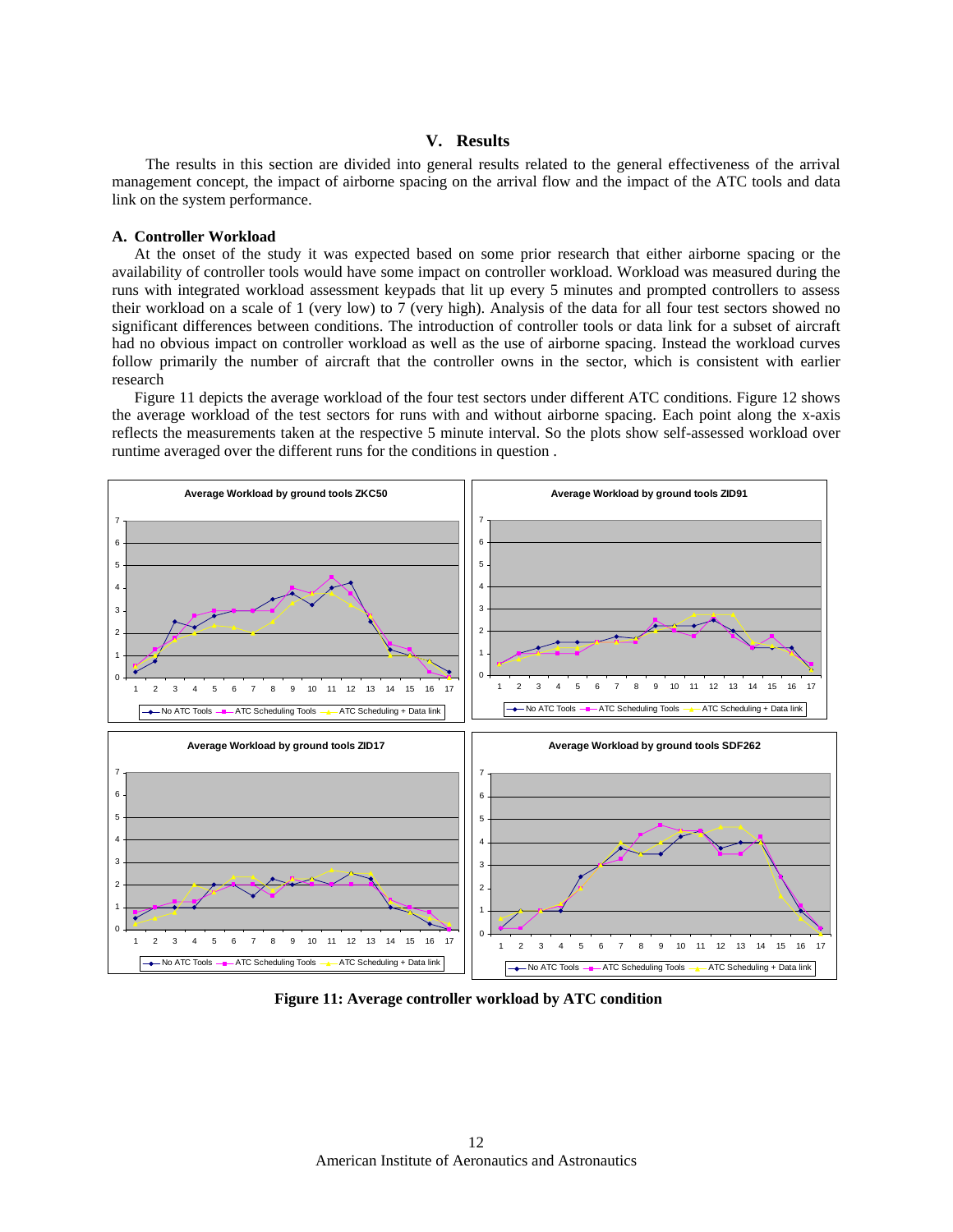## V. Results

The results in this section are divided into general results related to the general effectiveness of the arrival management concept, the impact of airborne spacing on the arrival flow and the impact of the ATC tools and data link on the system performance.

### A. Controller Workload

At the onset of the study it was expected based on some prior research that either airborne spacing or the availability of controller tools would have some impact on controller workload. Workload was measured during the runs with integrated workload assessment keypads that lit up every 5 minutes and prompted controllers to assess their workload on a scale of 1 (very low) to 7 (very high). Analysis of the data for all four test sectors showed no significant differences between conditions. The introduction of controller tools or data link for a subset of aircraft had no obvious impact on controller workload as well as the use of airborne spacing. Instead the workload curves follow primarily the number of aircraft that the controller owns in the sector, which is consistent with earlier research

Figure 11 depicts the average workload of the four test sectors under different ATC conditions. Figure 12 shows the average workload of the test sectors for runs with and without airborne spacing. Each point along the x-axis reflects the measurements taken at the respective 5 minute interval. So the plots show self-assessed workload over runtime averaged over the different runs for the conditions in question .

**Figure 11: Average controller workload by ATC condition**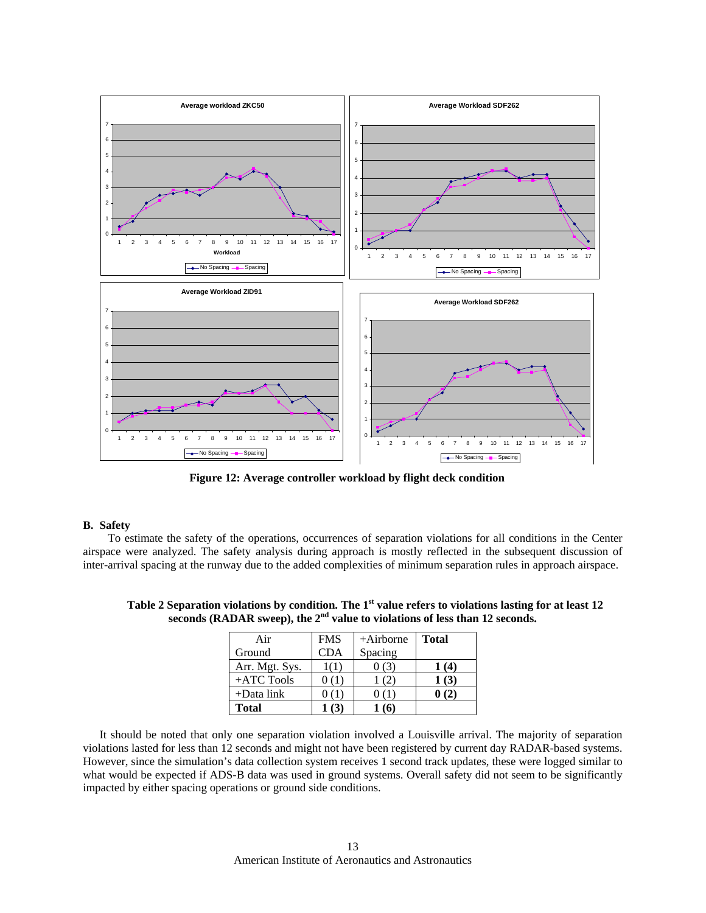Figure 12: Average controller workload by flight deck condition

## B. Safety

To estimate the safety of the operations, occurrences of separation violations for all conditions in the Center airspace were analyzed. The safety analysis during approach is mostly reflected in the subsequent discussion of inter-arrival spacing at the runway due to the added complexities of minimum separation rules in approach airspace.

**Table 2 Separation violations by condition. The 1st value refers to violations lasting for at least 12 seconds (RADAR sweep), the 2nd value to violations of less than 12 seconds.**

| Air / Ground | FMS CDA | +Airborne Spacing | **Total** |
|---|---|---|---|
| Arr. Mgt. Sys. | 1(1) | 0 (3) | **1 (4)** |
| +ATC Tools | 0 (1) | 1 (2) | **1 (3)** |
| +Data link | 0 (1) | 0 (1) | **0 (2)** |
| **Total** | **1 (3)** | **1 (6)** | |

It should be noted that only one separation violation involved a Louisville arrival. The majority of separation violations lasted for less than 12 seconds and might not have been registered by current day RADAR-based systems. However, since the simulation's data collection system receives 1 second track updates, these were logged similar to what would be expected if ADS-B data was used in ground systems. Overall safety did not seem to be significantly impacted by either spacing operations or ground side conditions.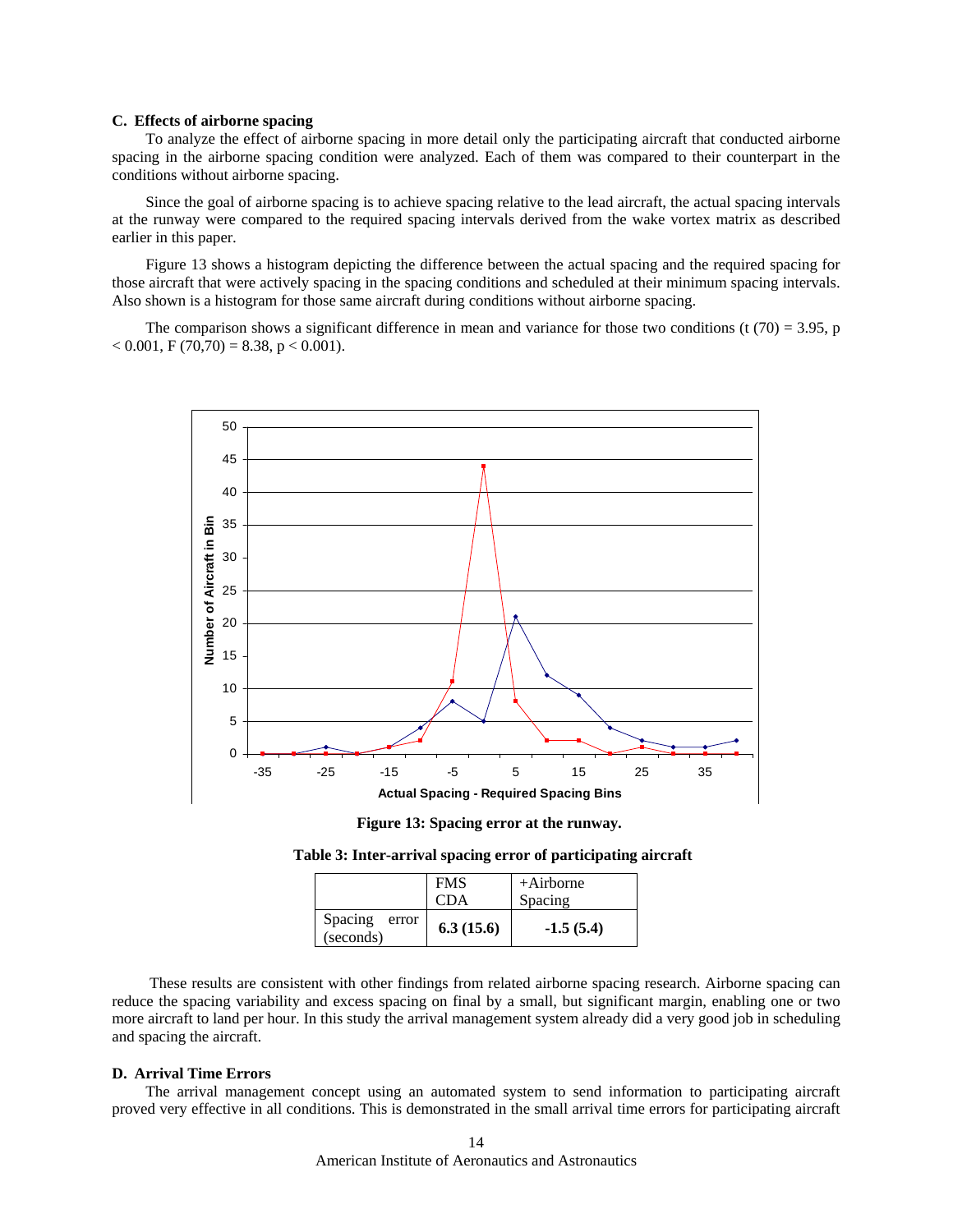### C. Effects of airborne spacing

To analyze the effect of airborne spacing in more detail only the participating aircraft that conducted airborne spacing in the airborne spacing condition were analyzed. Each of them was compared to their counterpart in the conditions without airborne spacing.

Since the goal of airborne spacing is to achieve spacing relative to the lead aircraft, the actual spacing intervals at the runway were compared to the required spacing intervals derived from the wake vortex matrix as described earlier in this paper.

Figure 13 shows a histogram depicting the difference between the actual spacing and the required spacing for those aircraft that were actively spacing in the spacing conditions and scheduled at their minimum spacing intervals. Also shown is a histogram for those same aircraft during conditions without airborne spacing.

The comparison shows a significant difference in mean and variance for those two conditions ($t(70) = 3.95$, $p < 0.001$, $F(70,70) = 8.38$, $p < 0.001$).

**Figure 13: Spacing error at the runway.**

**Table 3: Inter-arrival spacing error of participating aircraft**

| | FMS CDA | +Airborne Spacing |
|---|---|---|
| Spacing error (seconds) | **6.3 (15.6)** | **-1.5 (5.4)** |

These results are consistent with other findings from related airborne spacing research. Airborne spacing can reduce the spacing variability and excess spacing on final by a small, but significant margin, enabling one or two more aircraft to land per hour. In this study the arrival management system already did a very good job in scheduling and spacing the aircraft.

### D. Arrival Time Errors

The arrival management concept using an automated system to send information to participating aircraft proved very effective in all conditions. This is demonstrated in the small arrival time errors for participating aircraft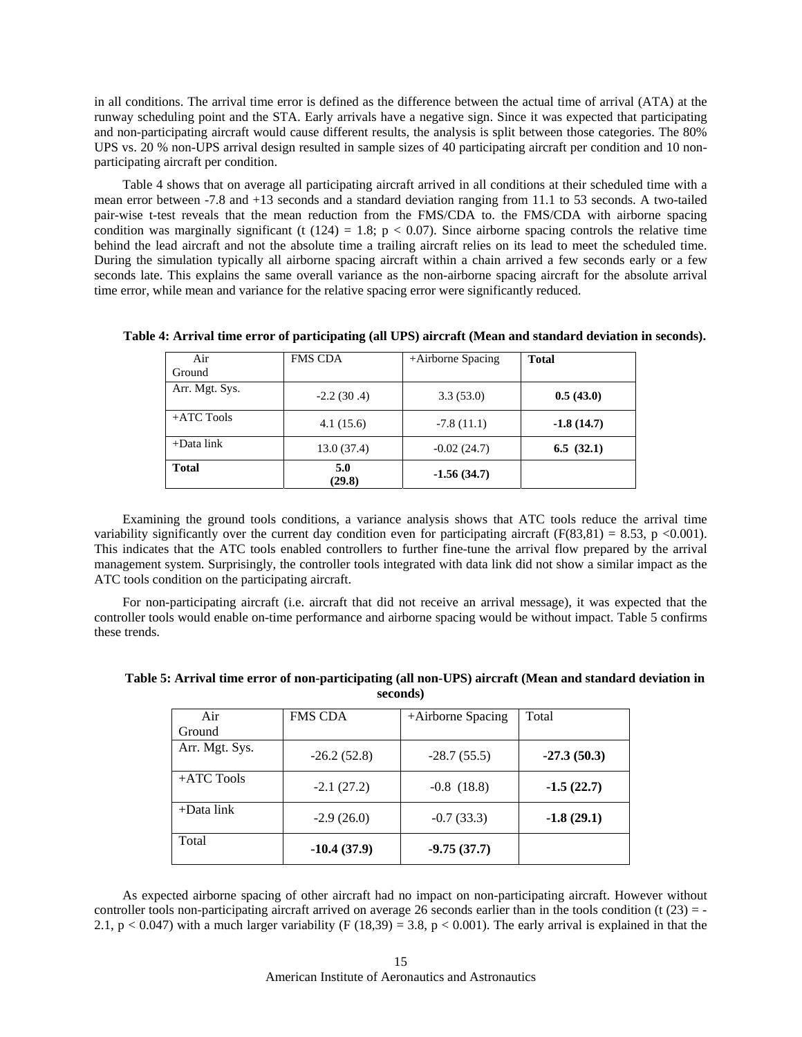in all conditions. The arrival time error is defined as the difference between the actual time of arrival (ATA) at the runway scheduling point and the STA. Early arrivals have a negative sign. Since it was expected that participating and non-participating aircraft would cause different results, the analysis is split between those categories. The 80% UPS vs. 20 % non-UPS arrival design resulted in sample sizes of 40 participating aircraft per condition and 10 non-participating aircraft per condition.

Table 4 shows that on average all participating aircraft arrived in all conditions at their scheduled time with a mean error between -7.8 and +13 seconds and a standard deviation ranging from 11.1 to 53 seconds. A two-tailed pair-wise t-test reveals that the mean reduction from the FMS/CDA to. the FMS/CDA with airborne spacing condition was marginally significant ($t(124) = 1.8$; $p < 0.07$). Since airborne spacing controls the relative time behind the lead aircraft and not the absolute time a trailing aircraft relies on its lead to meet the scheduled time. During the simulation typically all airborne spacing aircraft within a chain arrived a few seconds early or a few seconds late. This explains the same overall variance as the non-airborne spacing aircraft for the absolute arrival time error, while mean and variance for the relative spacing error were significantly reduced.

**Table 4: Arrival time error of participating (all UPS) aircraft (Mean and standard deviation in seconds).**

| Air / Ground | FMS CDA | +Airborne Spacing | **Total** |
|---|---|---|---|
| Arr. Mgt. Sys. | -2.2 (30 .4) | 3.3 (53.0) | **0.5 (43.0)** |
| +ATC Tools | 4.1 (15.6) | -7.8 (11.1) | **-1.8 (14.7)** |
| +Data link | 13.0 (37.4) | -0.02 (24.7) | **6.5 (32.1)** |
| **Total** | **5.0 (29.8)** | **-1.56 (34.7)** | |

Examining the ground tools conditions, a variance analysis shows that ATC tools reduce the arrival time variability significantly over the current day condition even for participating aircraft ($F(83,81) = 8.53$, $p < 0.001$). This indicates that the ATC tools enabled controllers to further fine-tune the arrival flow prepared by the arrival management system. Surprisingly, the controller tools integrated with data link did not show a similar impact as the ATC tools condition on the participating aircraft.

For non-participating aircraft (i.e. aircraft that did not receive an arrival message), it was expected that the controller tools would enable on-time performance and airborne spacing would be without impact. Table 5 confirms these trends.

**Table 5: Arrival time error of non-participating (all non-UPS) aircraft (Mean and standard deviation in seconds)**

| Air / Ground | FMS CDA | +Airborne Spacing | Total |
|---|---|---|---|
| Arr. Mgt. Sys. | -26.2 (52.8) | -28.7 (55.5) | **-27.3 (50.3)** |
| +ATC Tools | -2.1 (27.2) | -0.8 (18.8) | **-1.5 (22.7)** |
| +Data link | -2.9 (26.0) | -0.7 (33.3) | **-1.8 (29.1)** |
| Total | **-10.4 (37.9)** | **-9.75 (37.7)** | |

As expected airborne spacing of other aircraft had no impact on non-participating aircraft. However without controller tools non-participating aircraft arrived on average 26 seconds earlier than in the tools condition ($t(23) = -2.1$, $p < 0.047$) with a much larger variability ($F(18,39) = 3.8$, $p < 0.001$). The early arrival is explained in that the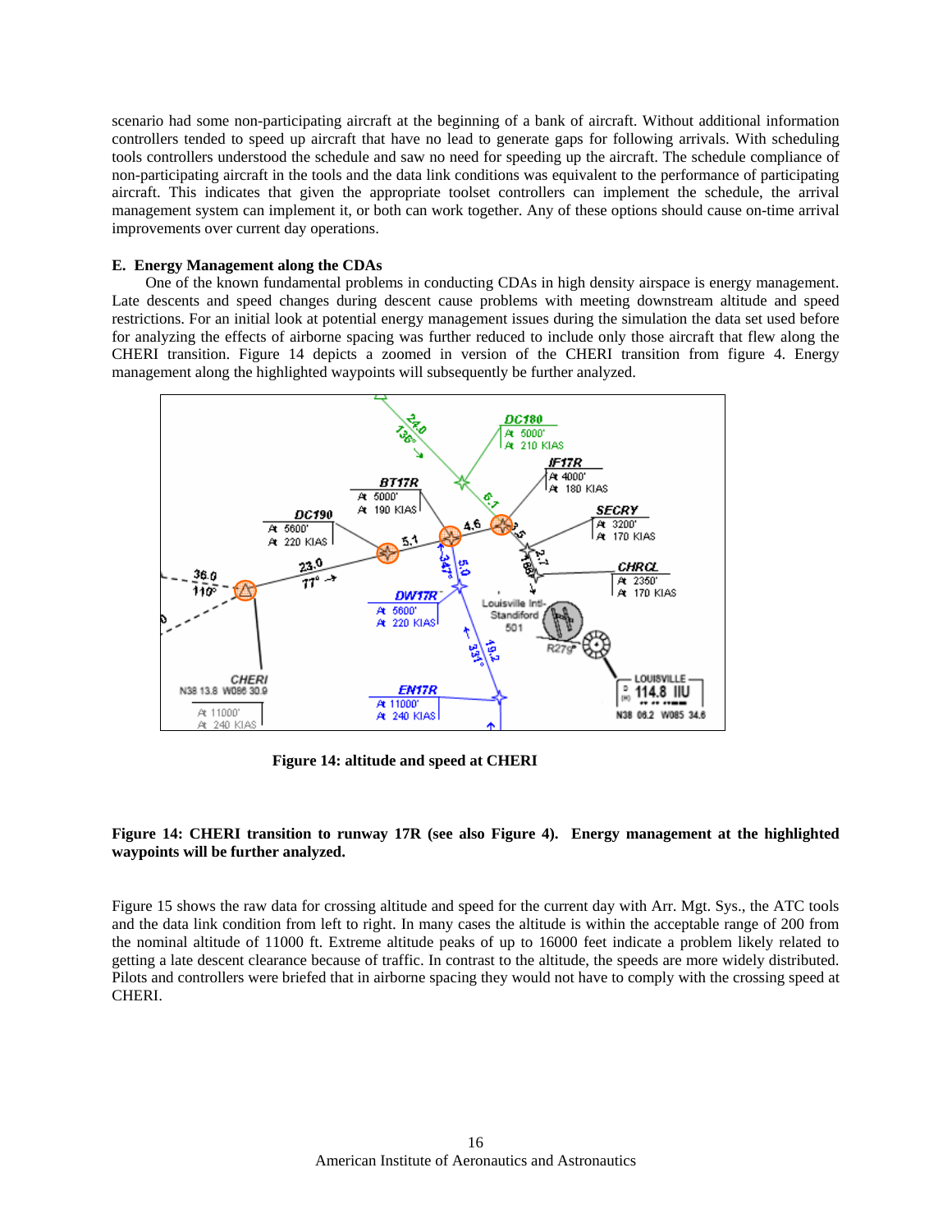scenario had some non-participating aircraft at the beginning of a bank of aircraft. Without additional information controllers tended to speed up aircraft that have no lead to generate gaps for following arrivals. With scheduling tools controllers understood the schedule and saw no need for speeding up the aircraft. The schedule compliance of non-participating aircraft in the tools and the data link conditions was equivalent to the performance of participating aircraft. This indicates that given the appropriate toolset controllers can implement the schedule, the arrival management system can implement it, or both can work together. Any of these options should cause on-time arrival improvements over current day operations.

### E. Energy Management along the CDAs

One of the known fundamental problems in conducting CDAs in high density airspace is energy management. Late descents and speed changes during descent cause problems with meeting downstream altitude and speed restrictions. For an initial look at potential energy management issues during the simulation the data set used before for analyzing the effects of airborne spacing was further reduced to include only those aircraft that flew along the CHERI transition. Figure 14 depicts a zoomed in version of the CHERI transition from figure 4. Energy management along the highlighted waypoints will subsequently be further analyzed.

**Figure 14: altitude and speed at CHERI**

**Figure 14: CHERI transition to runway 17R (see also Figure 4). Energy management at the highlighted waypoints will be further analyzed.**

Figure 15 shows the raw data for crossing altitude and speed for the current day with Arr. Mgt. Sys., the ATC tools and the data link condition from left to right. In many cases the altitude is within the acceptable range of 200 from the nominal altitude of 11000 ft. Extreme altitude peaks of up to 16000 feet indicate a problem likely related to getting a late descent clearance because of traffic. In contrast to the altitude, the speeds are more widely distributed. Pilots and controllers were briefed that in airborne spacing they would not have to comply with the crossing speed at CHERI.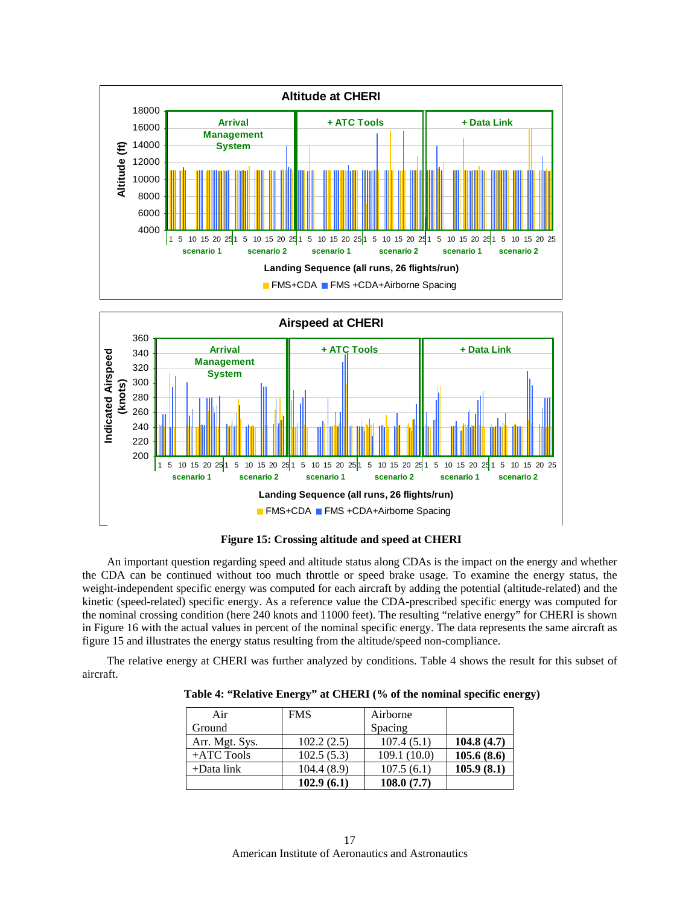**Figure 15: Crossing altitude and speed at CHERI**

An important question regarding speed and altitude status along CDAs is the impact on the energy and whether the CDA can be continued without too much throttle or speed brake usage. To examine the energy status, the weight-independent specific energy was computed for each aircraft by adding the potential (altitude-related) and the kinetic (speed-related) specific energy. As a reference value the CDA-prescribed specific energy was computed for the nominal crossing condition (here 240 knots and 11000 feet). The resulting "relative energy" for CHERI is shown in Figure 16 with the actual values in percent of the nominal specific energy. The data represents the same aircraft as figure 15 and illustrates the energy status resulting from the altitude/speed non-compliance.

The relative energy at CHERI was further analyzed by conditions. Table 4 shows the result for this subset of aircraft.

**Table 4: "Relative Energy" at CHERI (% of the nominal specific energy)**

| Air<br>Ground | FMS | Airborne<br>Spacing | |
|---|---|---|---|
| Arr. Mgt. Sys. | 102.2 (2.5) | 107.4 (5.1) | **104.8 (4.7)** |
| +ATC Tools | 102.5 (5.3) | 109.1 (10.0) | **105.6 (8.6)** |
| +Data link | 104.4 (8.9) | 107.5 (6.1) | **105.9 (8.1)** |
| | **102.9 (6.1)** | **108.0 (7.7)** | |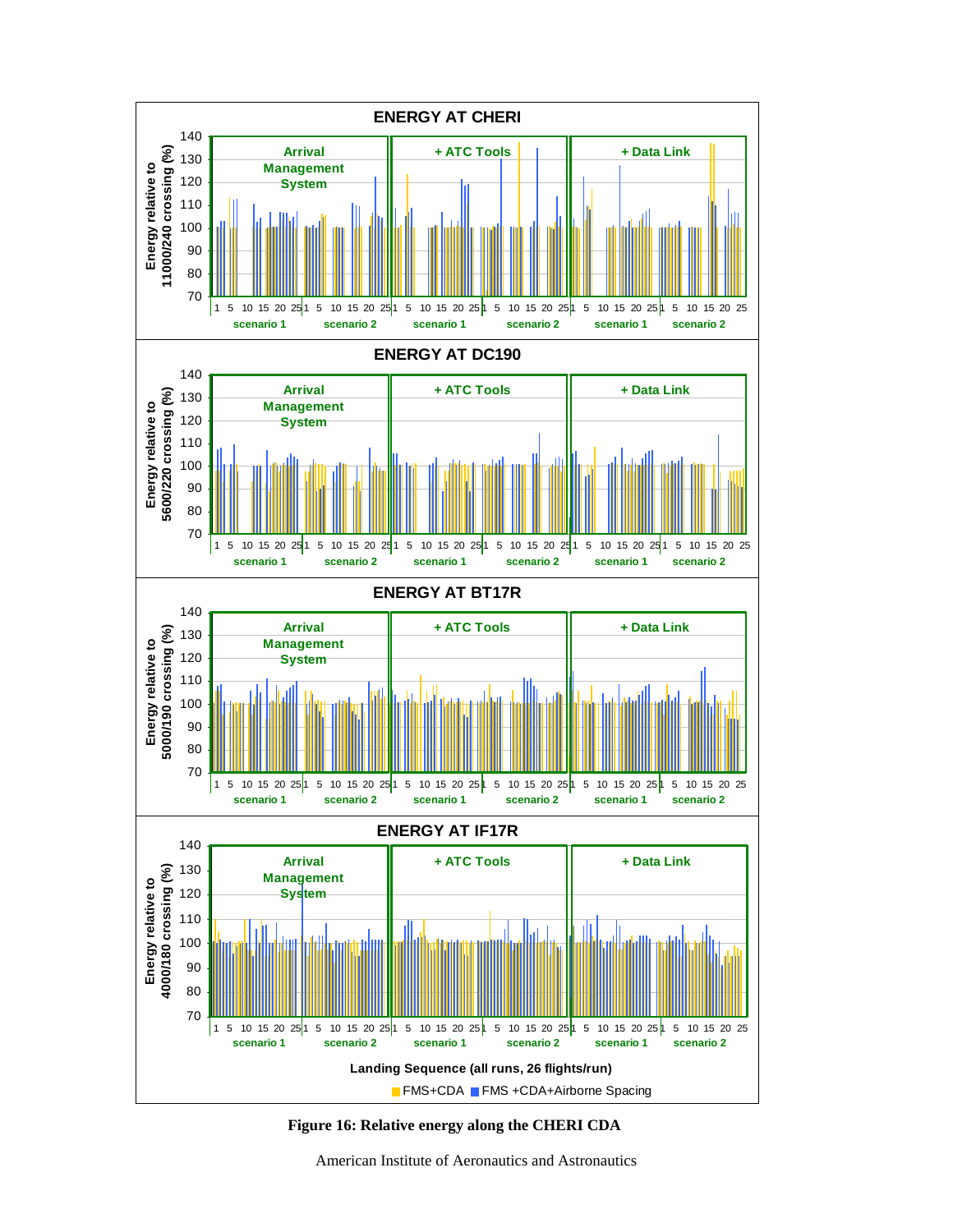**Figure 16: Relative energy along the CHERI CDA**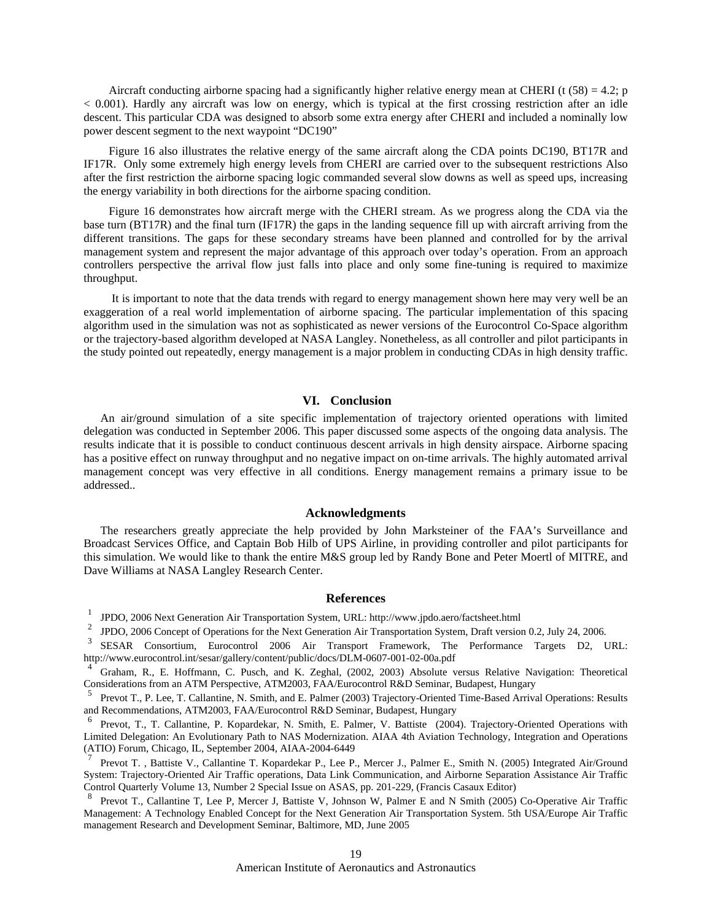Aircraft conducting airborne spacing had a significantly higher relative energy mean at CHERI ($t(58) = 4.2$; $p < 0.001$). Hardly any aircraft was low on energy, which is typical at the first crossing restriction after an idle descent. This particular CDA was designed to absorb some extra energy after CHERI and included a nominally low power descent segment to the next waypoint "DC190"

Figure 16 also illustrates the relative energy of the same aircraft along the CDA points DC190, BT17R and IF17R. Only some extremely high energy levels from CHERI are carried over to the subsequent restrictions Also after the first restriction the airborne spacing logic commanded several slow downs as well as speed ups, increasing the energy variability in both directions for the airborne spacing condition.

Figure 16 demonstrates how aircraft merge with the CHERI stream. As we progress along the CDA via the base turn (BT17R) and the final turn (IF17R) the gaps in the landing sequence fill up with aircraft arriving from the different transitions. The gaps for these secondary streams have been planned and controlled for by the arrival management system and represent the major advantage of this approach over today's operation. From an approach controllers perspective the arrival flow just falls into place and only some fine-tuning is required to maximize throughput.

It is important to note that the data trends with regard to energy management shown here may very well be an exaggeration of a real world implementation of airborne spacing. The particular implementation of this spacing algorithm used in the simulation was not as sophisticated as newer versions of the Eurocontrol Co-Space algorithm or the trajectory-based algorithm developed at NASA Langley. Nonetheless, as all controller and pilot participants in the study pointed out repeatedly, energy management is a major problem in conducting CDAs in high density traffic.

## VI. Conclusion

An air/ground simulation of a site specific implementation of trajectory oriented operations with limited delegation was conducted in September 2006. This paper discussed some aspects of the ongoing data analysis. The results indicate that it is possible to conduct continuous descent arrivals in high density airspace. Airborne spacing has a positive effect on runway throughput and no negative impact on on-time arrivals. The highly automated arrival management concept was very effective in all conditions. Energy management remains a primary issue to be addressed..

## Acknowledgments

The researchers greatly appreciate the help provided by John Marksteiner of the FAA's Surveillance and Broadcast Services Office, and Captain Bob Hilb of UPS Airline, in providing controller and pilot participants for this simulation. We would like to thank the entire M&S group led by Randy Bone and Peter Moertl of MITRE, and Dave Williams at NASA Langley Research Center.

## References

[1] JPDO, 2006 Next Generation Air Transportation System, URL: http://www.jpdo.aero/factsheet.html

[2] JPDO, 2006 Concept of Operations for the Next Generation Air Transportation System, Draft version 0.2, July 24, 2006.

[3] SESAR Consortium, Eurocontrol 2006 Air Transport Framework, The Performance Targets D2, URL: http://www.eurocontrol.int/sesar/gallery/content/public/docs/DLM-0607-001-02-00a.pdf

[4] Graham, R., E. Hoffmann, C. Pusch, and K. Zeghal, (2002, 2003) Absolute versus Relative Navigation: Theoretical Considerations from an ATM Perspective, ATM2003, FAA/Eurocontrol R&D Seminar, Budapest, Hungary

[5] Prevot T., P. Lee, T. Callantine, N. Smith, and E. Palmer (2003) Trajectory-Oriented Time-Based Arrival Operations: Results and Recommendations, ATM2003, FAA/Eurocontrol R&D Seminar, Budapest, Hungary

[6] Prevot, T., T. Callantine, P. Kopardekar, N. Smith, E. Palmer, V. Battiste (2004). Trajectory-Oriented Operations with Limited Delegation: An Evolutionary Path to NAS Modernization. AIAA 4th Aviation Technology, Integration and Operations (ATIO) Forum, Chicago, IL, September 2004, AIAA-2004-6449

[7] Prevot T. , Battiste V., Callantine T. Kopardekar P., Lee P., Mercer J., Palmer E., Smith N. (2005) Integrated Air/Ground System: Trajectory-Oriented Air Traffic operations, Data Link Communication, and Airborne Separation Assistance Air Traffic Control Quarterly Volume 13, Number 2 Special Issue on ASAS, pp. 201-229, (Francis Casaux Editor)

[8] Prevot T., Callantine T, Lee P, Mercer J, Battiste V, Johnson W, Palmer E and N Smith (2005) Co-Operative Air Traffic Management: A Technology Enabled Concept for the Next Generation Air Transportation System. 5th USA/Europe Air Traffic management Research and Development Seminar, Baltimore, MD, June 2005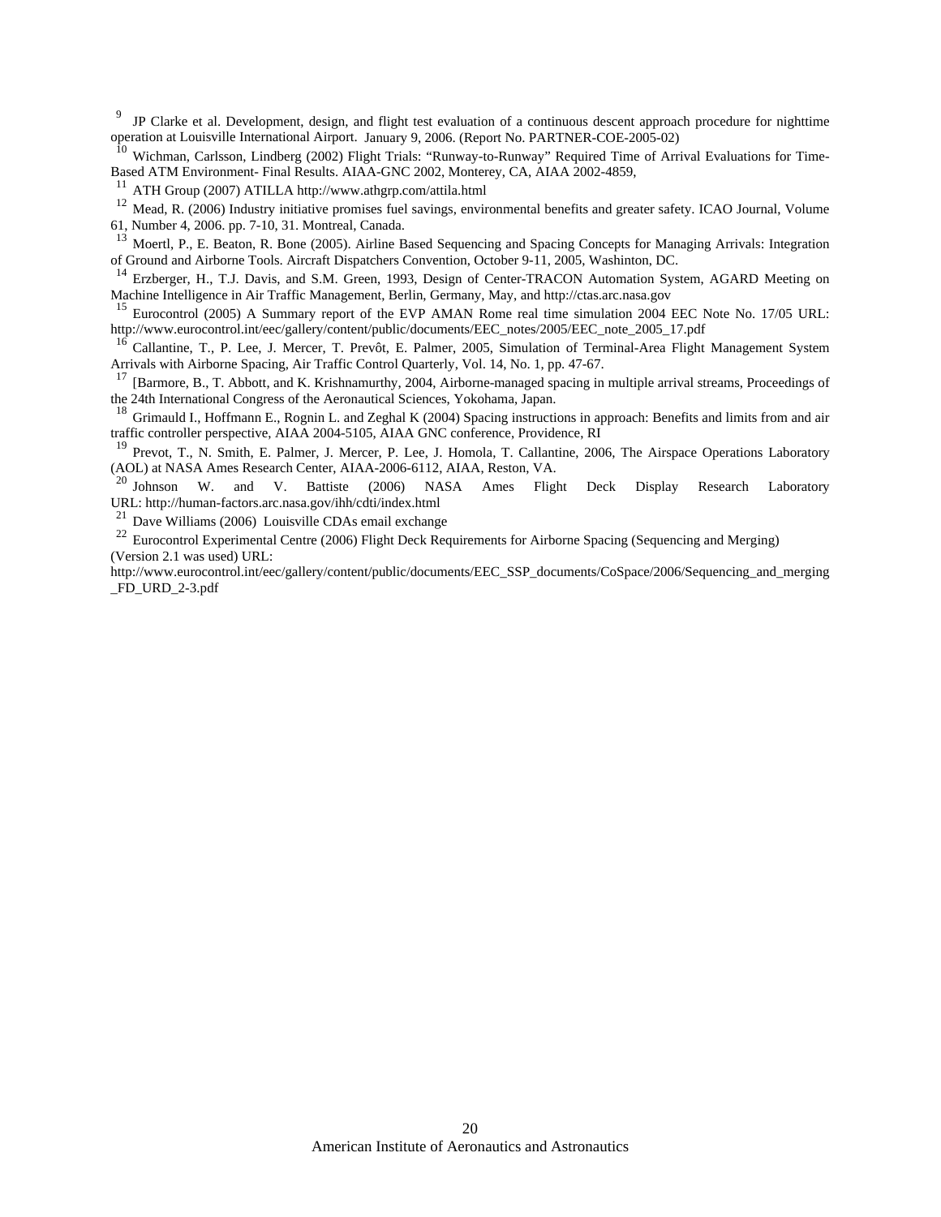[9] JP Clarke et al. Development, design, and flight test evaluation of a continuous descent approach procedure for nighttime operation at Louisville International Airport. January 9, 2006. (Report No. PARTNER-COE-2005-02)

[10] Wichman, Carlsson, Lindberg (2002) Flight Trials: "Runway-to-Runway" Required Time of Arrival Evaluations for Time-Based ATM Environment- Final Results. AIAA-GNC 2002, Monterey, CA, AIAA 2002-4859,

[11] ATH Group (2007) ATILLA http://www.athgrp.com/attila.html

[12] Mead, R. (2006) Industry initiative promises fuel savings, environmental benefits and greater safety. ICAO Journal, Volume 61, Number 4, 2006. pp. 7-10, 31. Montreal, Canada.

[13] Moertl, P., E. Beaton, R. Bone (2005). Airline Based Sequencing and Spacing Concepts for Managing Arrivals: Integration of Ground and Airborne Tools. Aircraft Dispatchers Convention, October 9-11, 2005, Washinton, DC.

[14] Erzberger, H., T.J. Davis, and S.M. Green, 1993, Design of Center-TRACON Automation System, AGARD Meeting on Machine Intelligence in Air Traffic Management, Berlin, Germany, May, and http://ctas.arc.nasa.gov

[15] Eurocontrol (2005) A Summary report of the EVP AMAN Rome real time simulation 2004 EEC Note No. 17/05 URL: http://www.eurocontrol.int/eec/gallery/content/public/documents/EEC_notes/2005/EEC_note_2005_17.pdf

[16] Callantine, T., P. Lee, J. Mercer, T. Prevôt, E. Palmer, 2005, Simulation of Terminal-Area Flight Management System Arrivals with Airborne Spacing, Air Traffic Control Quarterly, Vol. 14, No. 1, pp. 47-67.

[17] [Barmore, B., T. Abbott, and K. Krishnamurthy, 2004, Airborne-managed spacing in multiple arrival streams, Proceedings of the 24th International Congress of the Aeronautical Sciences, Yokohama, Japan.

[18] Grimauld I., Hoffmann E., Rognin L. and Zeghal K (2004) Spacing instructions in approach: Benefits and limits from and air traffic controller perspective, AIAA 2004-5105, AIAA GNC conference, Providence, RI

[19] Prevot, T., N. Smith, E. Palmer, J. Mercer, P. Lee, J. Homola, T. Callantine, 2006, The Airspace Operations Laboratory (AOL) at NASA Ames Research Center, AIAA-2006-6112, AIAA, Reston, VA.

[20] Johnson W. and V. Battiste (2006) NASA Ames Flight Deck Display Research Laboratory URL: http://human-factors.arc.nasa.gov/ihh/cdti/index.html

[21] Dave Williams (2006) Louisville CDAs email exchange

[22] Eurocontrol Experimental Centre (2006) Flight Deck Requirements for Airborne Spacing (Sequencing and Merging) (Version 2.1 was used) URL: http://www.eurocontrol.int/eec/gallery/content/public/documents/EEC_SSP_documents/CoSpace/2006/Sequencing_and_merging_FD_URD_2-3.pdf